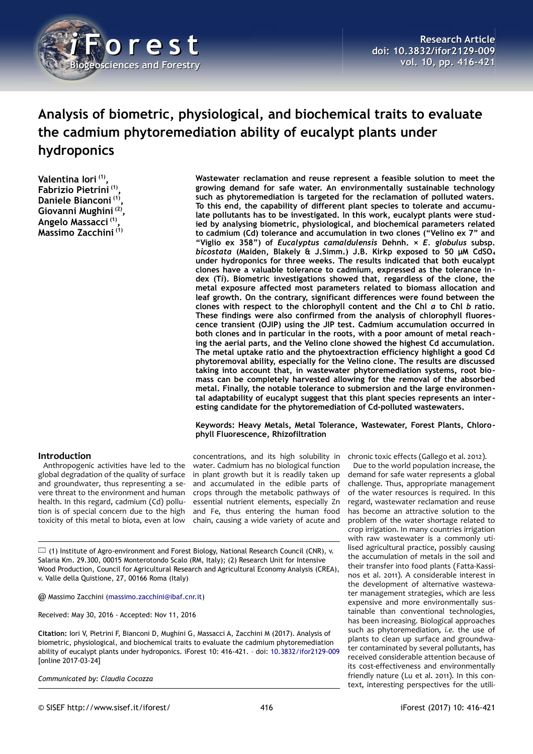# Analysis of biometric, physiological, and biochemical traits to evaluate the cadmium phytoremediation ability of eucalypt plants under hydroponics

**Valentina Iori [1], Fabrizio Pietrini [1], Daniele Bianconi [1], Giovanni Mughini [2], Angelo Massacci [1], Massimo Zacchini [1]**

**Wastewater reclamation and reuse represent a feasible solution to meet the growing demand for safe water. An environmentally sustainable technology such as phytoremediation is targeted for the reclamation of polluted waters. To this end, the capability of different plant species to tolerate and accumulate pollutants has to be investigated. In this work, eucalypt plants were studied by analysing biometric, physiological, and biochemical parameters related to cadmium (Cd) tolerance and accumulation in two clones ("Velino ex 7" and "Viglio ex 358") of *Eucalyptus camaldulensis* Dehnh. × *E. globulus* subsp. *bicostata* (Maiden, Blakely & J.Simm.) J.B. Kirkp exposed to 50 µM $CdSO_4$ under hydroponics for three weeks. The results indicated that both eucalypt clones have a valuable tolerance to cadmium, expressed as the tolerance index (T*i*). Biometric investigations showed that, regardless of the clone, the metal exposure affected most parameters related to biomass allocation and leaf growth. On the contrary, significant differences were found between the clones with respect to the chlorophyll content and the Chl *a* to Chl *b* ratio. These findings were also confirmed from the analysis of chlorophyll fluorescence transient (OJIP) using the JIP test. Cadmium accumulation occurred in both clones and in particular in the roots, with a poor amount of metal reaching the aerial parts, and the Velino clone showed the highest Cd accumulation. The metal uptake ratio and the phytoextraction efficiency highlight a good Cd phytoremoval ability, especially for the Velino clone. The results are discussed taking into account that, in wastewater phytoremediation systems, root biomass can be completely harvested allowing for the removal of the absorbed metal. Finally, the notable tolerance to submersion and the large environmental adaptability of eucalypt suggest that this plant species represents an interesting candidate for the phytoremediation of Cd-polluted wastewaters.**

**Keywords: Heavy Metals, Metal Tolerance, Wastewater, Forest Plants, Chlorophyll Fluorescence, Rhizofiltration**

## Introduction

Anthropogenic activities have led to the global degradation of the quality of surface and groundwater, thus representing a severe threat to the environment and human health. In this regard, cadmium (Cd) pollution is of special concern due to the high toxicity of this metal to biota, even at low concentrations, and its high solubility in water. Cadmium has no biological function in plant growth but it is readily taken up and accumulated in the edible parts of crops through the metabolic pathways of essential nutrient elements, especially Zn and Fe, thus entering the human food chain, causing a wide variety of acute and chronic toxic effects (Gallego et al. 2012).

Due to the world population increase, the demand for safe water represents a global challenge. Thus, appropriate management of the water resources is required. In this regard, wastewater reclamation and reuse has become an attractive solution to the problem of the water shortage related to crop irrigation. In many countries irrigation with raw wastewater is a commonly utilised agricultural practice, possibly causing the accumulation of metals in the soil and their transfer into food plants (Fatta-Kassinos et al. 2011). A considerable interest in the development of alternative wastewater management strategies, which are less expensive and more environmentally sustainable than conventional technologies, has been increasing. Biological approaches such as phytoremediation, *i.e.* the use of plants to clean up surface and groundwater contaminated by several pollutants, has received considerable attention because of its cost-effectiveness and environmentally friendly nature (Lu et al. 2011). In this context, interesting perspectives for the utili-

(1) Institute of Agro-environment and Forest Biology, National Research Council (CNR), v. Salaria Km. 29.300, 00015 Monterotondo Scalo (RM, Italy); (2) Research Unit for Intensive Wood Production, Council for Agricultural Research and Agricultural Economy Analysis (CREA), v. Valle della Quistione, 27, 00166 Roma (Italy)

@ Massimo Zacchini (massimo.zacchini@ibaf.cnr.it)

Received: May 30, 2016 - Accepted: Nov 11, 2016

**Citation:** Iori V, Pietrini F, Bianconi D, Mughini G, Massacci A, Zacchini M (2017). Analysis of biometric, physiological, and biochemical traits to evaluate the cadmium phytoremediation ability of eucalypt plants under hydroponics. iForest 10: 416-421. – doi: 10.3832/ifor2129-009 [online 2017-03-24]

*Communicated by: Claudia Cocozza*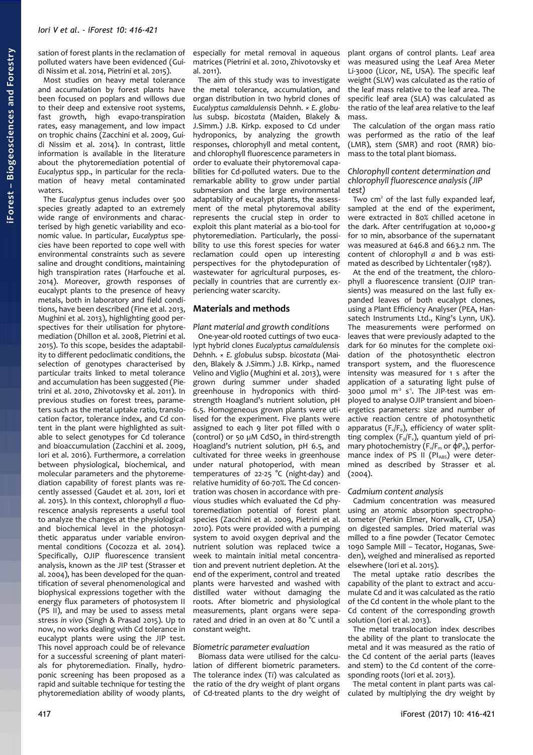sation of forest plants in the reclamation of polluted waters have been evidenced (Guidi Nissim et al. 2014, Pietrini et al. 2015).

Most studies on heavy metal tolerance and accumulation by forest plants have been focused on poplars and willows due to their deep and extensive root systems, fast growth, high evapo-transpiration rates, easy management, and low impact on trophic chains (Zacchini et al. 2009, Guidi Nissim et al. 2014). In contrast, little information is available in the literature about the phytoremediation potential of *Eucalyptus* spp., in particular for the reclamation of heavy metal contaminated waters.

The *Eucalyptus* genus includes over 500 species greatly adapted to an extremely wide range of environments and characterised by high genetic variability and economic value. In particular, *Eucalyptus* species have been reported to cope well with environmental constraints such as severe saline and drought conditions, maintaining high transpiration rates (Harfouche et al. 2014). Moreover, growth responses of eucalypt plants to the presence of heavy metals, both in laboratory and field conditions, have been described (Fine et al. 2013, Mughini et al. 2013), highlighting good perspectives for their utilisation for phytoremediation (Dhillon et al. 2008, Pietrini et al. 2015). To this scope, besides the adaptability to different pedoclimatic conditions, the selection of genotypes characterised by particular traits linked to metal tolerance and accumulation has been suggested (Pietrini et al. 2010, Zhivotovsky et al. 2011). In previous studies on forest trees, parameters such as the metal uptake ratio, translocation factor, tolerance index, and Cd content in the plant were highlighted as suitable to select genotypes for Cd tolerance and bioaccumulation (Zacchini et al. 2009, Iori et al. 2016). Furthermore, a correlation between physiological, biochemical, and molecular parameters and the phytoremediation capability of forest plants was recently assessed (Gaudet et al. 2011, Iori et al. 2015). In this context, chlorophyll *a* fluorescence analysis represents a useful tool to analyze the changes at the physiological and biochemical level in the photosynthetic apparatus under variable environmental conditions (Cocozza et al. 2014). Specifically, OJIP fluorescence transient analysis, known as the JIP test (Strasser et al. 2004), has been developed for the quantification of several phenomenological and biophysical expressions together with the energy flux parameters of photosystem II (PS II), and may be used to assess metal stress *in vivo* (Singh & Prasad 2015). Up to now, no works dealing with Cd tolerance in eucalypt plants were using the JIP test. This novel approach could be of relevance for a successful screening of plant materials for phytoremediation. Finally, hydroponic screening has been proposed as a rapid and suitable technique for testing the phytoremediation ability of woody plants, especially for metal removal in aqueous matrices (Pietrini et al. 2010, Zhivotovsky et al. 2011).

The aim of this study was to investigate the metal tolerance, accumulation, and organ distribution in two hybrid clones of *Eucalyptus camaldulensis* Dehnh. × *E. globulus* subsp. *bicostata* (Maiden, Blakely & J.Simm.) J.B. Kirkp. exposed to Cd under hydroponics, by analyzing the growth responses, chlorophyll and metal content, and chlorophyll fluorescence parameters in order to evaluate their phytoremoval capabilities for Cd-polluted waters. Due to the remarkable ability to grow under partial submersion and the large environmental adaptability of eucalypt plants, the assessment of the metal phytoremoval ability represents the crucial step in order to exploit this plant material as a bio-tool for phytoremediation. Particularly, the possibility to use this forest species for water reclamation could open up interesting perspectives for the phytodepuration of wastewater for agricultural purposes, especially in countries that are currently experiencing water scarcity.

## Materials and methods

### Plant material and growth conditions

One-year-old rooted cuttings of two eucalypt hybrid clones *Eucalyptus camaldulensis* Dehnh. × *E. globulus* subsp. *bicostata* (Maiden, Blakely & J.Simm.) J.B. Kirkp., named Velino and Viglio (Mughini et al. 2013), were grown during summer under shaded greenhouse in hydroponics with third-strength Hoagland's nutrient solution, pH 6.5. Homogeneous grown plants were utilised for the experiment. Five plants were assigned to each 9 liter pot filled with 0 (control) or 50 µM $CdSO_4$ in third-strength Hoagland's nutrient solution, pH 6.5, and cultivated for three weeks in greenhouse under natural photoperiod, with mean temperatures of 22-25 °C (night-day) and relative humidity of 60-70%. The Cd concentration was chosen in accordance with previous studies which evaluated the Cd phytoremediation potential of forest plant species (Zacchini et al. 2009, Pietrini et al. 2010). Pots were provided with a pumping system to avoid oxygen deprival and the nutrient solution was replaced twice a week to maintain initial metal concentration and prevent nutrient depletion. At the end of the experiment, control and treated plants were harvested and washed with distilled water without damaging the roots. After biometric and physiological measurements, plant organs were separated and dried in an oven at 80 °C until a constant weight.

### Biometric parameter evaluation

Biomass data were utilised for the calculation of different biometric parameters. The tolerance index (T*i*) was calculated as the ratio of the dry weight of plant organs of Cd-treated plants to the dry weight of plant organs of control plants. Leaf area was measured using the Leaf Area Meter Li-3000 (Licor, NE, USA). The specific leaf weight (SLW) was calculated as the ratio of the leaf mass relative to the leaf area. The specific leaf area (SLA) was calculated as the ratio of the leaf area relative to the leaf mass.

The calculation of the organ mass ratio was performed as the ratio of the leaf (LMR), stem (SMR) and root (RMR) biomass to the total plant biomass.

### Chlorophyll content determination and chlorophyll fluorescence analysis (JIP test)

Two $cm^2$ of the last fully expanded leaf, sampled at the end of the experiment, were extracted in 80% chilled acetone in the dark. After centrifugation at 10,000×*g* for 10 min, absorbance of the supernatant was measured at 646.8 and 663.2 nm. The content of chlorophyll *a* and *b* was estimated as described by Lichtentaler (1987).

At the end of the treatment, the chlorophyll a fluorescence transient (OJIP transients) was measured on the last fully expanded leaves of both eucalypt clones, using a Plant Efficiency Analyser (PEA, Hansatech Instruments Ltd., King's Lynn, UK). The measurements were performed on leaves that were previously adapted to the dark for 60 minutes for the complete oxidation of the photosynthetic electron transport system, and the fluorescence intensity was measured for 1 s after the application of a saturating light pulse of 3000 µmol $m^{-2}$ $s^{-1}$. The JIP-test was employed to analyse OJIP transient and bioenergetics parameters: size and number of active reaction centre of photosynthetic apparatus ($F_v/F_o$), efficiency of water splitting complex ($F_o/F_v$), quantum yield of primary photochemistry ($F_v/F_m$ or $\varphi P_o$), performance index of PS II ($PI_{ABS}$) were determined as described by Strasser et al. (2004).

### Cadmium content analysis

Cadmium concentration was measured using an atomic absorption spectrophotometer (Perkin Elmer, Norwalk, CT, USA) on digested samples. Dried material was milled to a fine powder (Tecator Cemotec 1090 Sample Mill – Tecator, Hoganas, Sweden), weighed and mineralised as reported elsewhere (Iori et al. 2015).

The metal uptake ratio describes the capability of the plant to extract and accumulate Cd and it was calculated as the ratio of the Cd content in the whole plant to the Cd content of the corresponding growth solution (Iori et al. 2013).

The metal translocation index describes the ability of the plant to translocate the metal and it was measured as the ratio of the Cd content of the aerial parts (leaves and stem) to the Cd content of the corresponding roots (Iori et al. 2013).

The metal content in plant parts was calculated by multiplying the dry weight by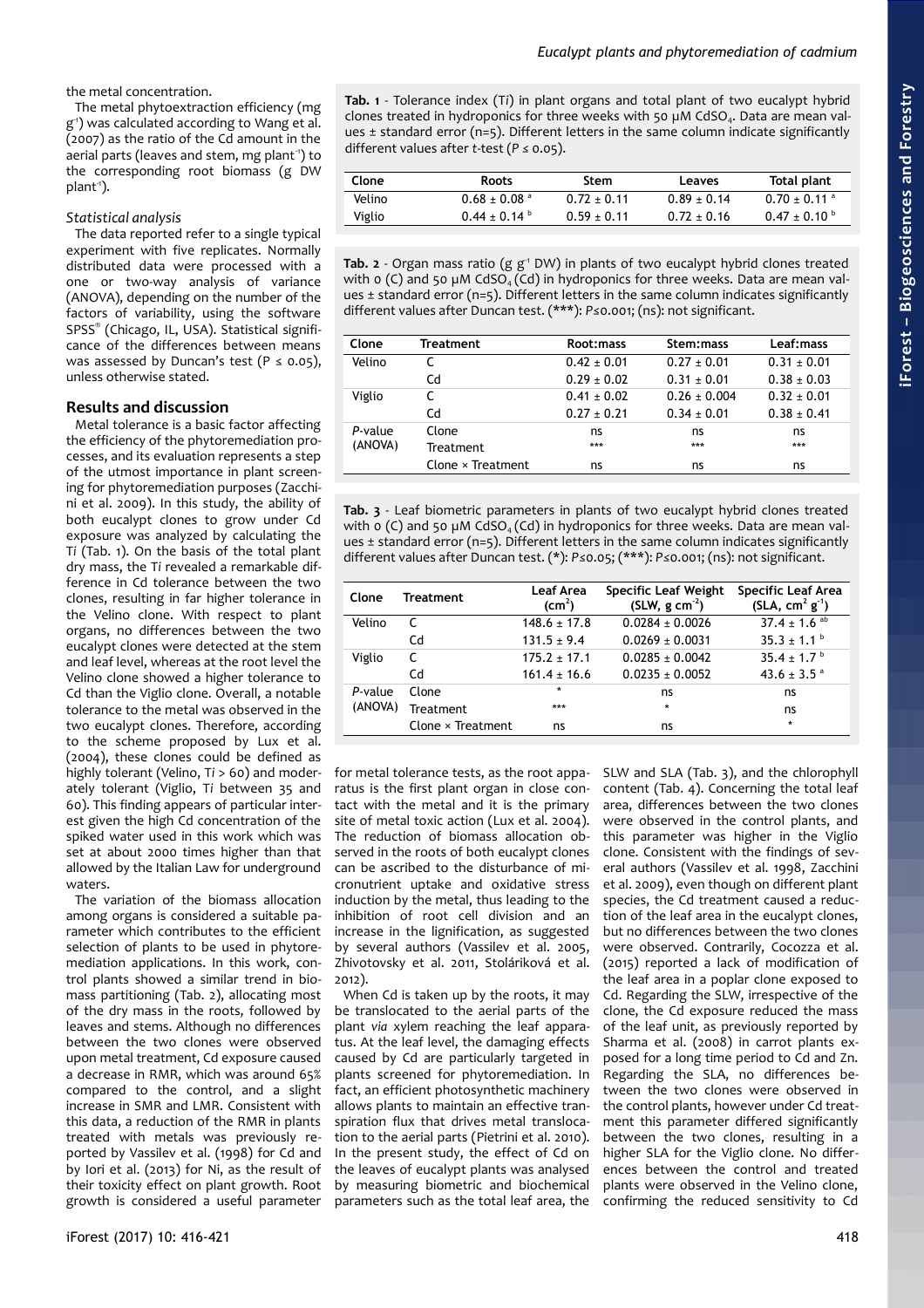the metal concentration.

The metal phytoextraction efficiency (mg $g^{-1}$) was calculated according to Wang et al. (2007) as the ratio of the Cd amount in the aerial parts (leaves and stem, mg $plant^{-1}$) to the corresponding root biomass (g DW $plant^{-1}$).

### Statistical analysis

The data reported refer to a single typical experiment with five replicates. Normally distributed data were processed with a one or two-way analysis of variance (ANOVA), depending on the number of the factors of variability, using the software SPSS® (Chicago, IL, USA). Statistical significance of the differences between means was assessed by Duncan's test ($P \leq 0.05$), unless otherwise stated.

## Results and discussion

Metal tolerance is a basic factor affecting the efficiency of the phytoremediation processes, and its evaluation represents a step of the utmost importance in plant screening for phytoremediation purposes (Zacchini et al. 2009). In this study, the ability of both eucalypt clones to grow under Cd exposure was analyzed by calculating the T*i* (Tab. 1). On the basis of the total plant dry mass, the T*i* revealed a remarkable difference in Cd tolerance between the two clones, resulting in far higher tolerance in the Velino clone. With respect to plant organs, no differences between the two eucalypt clones were detected at the stem and leaf level, whereas at the root level the Velino clone showed a higher tolerance to Cd than the Viglio clone. Overall, a notable tolerance to the metal was observed in the two eucalypt clones. Therefore, according to the scheme proposed by Lux et al. (2004), these clones could be defined as highly tolerant (Velino, T*i* > 60) and moderately tolerant (Viglio, T*i* between 35 and 60). This finding appears of particular interest given the high Cd concentration of the spiked water used in this work which was set at about 2000 times higher than that allowed by the Italian Law for underground waters.

**Tab. 1** - Tolerance index (T*i*) in plant organs and total plant of two eucalypt hybrid clones treated in hydroponics for three weeks with 50 µM $CdSO_4$. Data are mean values ± standard error (n=5). Different letters in the same column indicate significantly different values after *t*-test ($P \leq 0.05$).

| Clone | Roots | Stem | Leaves | Total plant |
|---|---|---|---|---|
| Velino | 0.68 ± 0.08 [a] | 0.72 ± 0.11 | 0.89 ± 0.14 | 0.70 ± 0.11 [a] |
| Viglio | 0.44 ± 0.14 [b] | 0.59 ± 0.11 | 0.72 ± 0.16 | 0.47 ± 0.10 [b] |

**Tab. 2** - Organ mass ratio (g $g^{-1}$ DW) in plants of two eucalypt hybrid clones treated with 0 (C) and 50 µM $CdSO_4$ (Cd) in hydroponics for three weeks. Data are mean values ± standard error (n=5). Different letters in the same column indicates significantly different values after Duncan test. (***): $P \leq 0.001$; (ns): not significant.

| Clone | Treatment | Root:mass | Stem:mass | Leaf:mass |
|---|---|---|---|---|
| Velino | C | 0.42 ± 0.01 | 0.27 ± 0.01 | 0.31 ± 0.01 |
| | Cd | 0.29 ± 0.02 | 0.31 ± 0.01 | 0.38 ± 0.03 |
| Viglio | C | 0.41 ± 0.02 | 0.26 ± 0.004 | 0.32 ± 0.01 |
| | Cd | 0.27 ± 0.21 | 0.34 ± 0.01 | 0.38 ± 0.41 |
| *P*-value (ANOVA) | Clone | ns | ns | ns |
| | Treatment | *** | *** | *** |
| | Clone × Treatment | ns | ns | ns |

**Tab. 3** - Leaf biometric parameters in plants of two eucalypt hybrid clones treated with 0 (C) and 50 µM $CdSO_4$ (Cd) in hydroponics for three weeks. Data are mean values ± standard error (n=5). Different letters in the same column indicate significantly different values after Duncan test. (*): $P \leq 0.05$; (***): $P \leq 0.001$; (ns): not significant.

| Clone | Treatment | Leaf Area ($cm^2$) | Specific Leaf Weight (SLW, g $cm^{-2}$) | Specific Leaf Area (SLA, $cm^2$ $g^{-1}$) |
|---|---|---|---|---|
| Velino | C | 148.6 ± 17.8 | 0.0284 ± 0.0026 | 37.4 ± 1.6 [ab] |
| | Cd | 131.5 ± 9.4 | 0.0269 ± 0.0031 | 35.3 ± 1.1 [b] |
| Viglio | C | 175.2 ± 17.1 | 0.0285 ± 0.0042 | 35.4 ± 1.7 [b] |
| | Cd | 161.4 ± 16.6 | 0.0235 ± 0.0052 | 43.6 ± 3.5 [a] |
| *P*-value (ANOVA) | Clone | * | ns | ns |
| | Treatment | *** | * | ns |
| | Clone × Treatment | ns | ns | * |

The variation of the biomass allocation among organs is considered a suitable parameter which contributes to the efficient selection of plants to be used in phytoremediation applications. In this work, control plants showed a similar trend in biomass partitioning (Tab. 2), allocating most of the dry mass in the roots, followed by leaves and stems. Although no differences between the two clones were observed upon metal treatment, Cd exposure caused a decrease in RMR, which was around 65% compared to the control, and a slight increase in SMR and LMR. Consistent with this data, a reduction of the RMR in plants treated with metals was previously reported by Vassilev et al. (1998) for Cd and by Iori et al. (2013) for Ni, as the result of their toxicity effect on plant growth. Root growth is considered a useful parameter for metal tolerance tests, as the root apparatus is the first plant organ in close contact with the metal and it is the primary site of metal toxic action (Lux et al. 2004). The reduction of biomass allocation observed in the roots of both eucalypt clones can be ascribed to the disturbance of micronutrient uptake and oxidative stress induction by the metal, thus leading to the inhibition of root cell division and an increase in the lignification, as suggested by several authors (Vassilev et al. 2005, Zhivotovsky et al. 2011, Stoláriková et al. 2012).

When Cd is taken up by the roots, it may be translocated to the aerial parts of the plant *via* xylem reaching the leaf apparatus. At the leaf level, the damaging effects caused by Cd are particularly targeted in plants screened for phytoremediation. In fact, an efficient photosynthetic machinery allows plants to maintain an effective transpiration flux that drives metal translocation to the aerial parts (Pietrini et al. 2010). In the present study, the effect of Cd on the leaves of eucalypt plants was analysed by measuring biometric and biochemical parameters such as the total leaf area, the SLW and SLA (Tab. 3), and the chlorophyll content (Tab. 4). Concerning the total leaf area, differences between the two clones were observed in the control plants, and this parameter was higher in the Viglio clone. Consistent with the findings of several authors (Vassilev et al. 1998, Zacchini et al. 2009), even though on different plant species, the Cd treatment caused a reduction of the leaf area in the eucalypt clones, but no differences between the two clones were observed. Contrarily, Cocozza et al. (2015) reported a lack of modification of the leaf area in a poplar clone exposed to Cd. Regarding the SLW, irrespective of the clone, the Cd exposure reduced the mass of the leaf unit, as previously reported by Sharma et al. (2008) in carrot plants exposed for a long time period to Cd and Zn. Regarding the SLA, no differences between the two clones were observed in the control plants, however under Cd treatment this parameter differed significantly between the two clones, resulting in a higher SLA for the Viglio clone. No differences between the control and treated plants were observed in the Velino clone, confirming the reduced sensitivity to Cd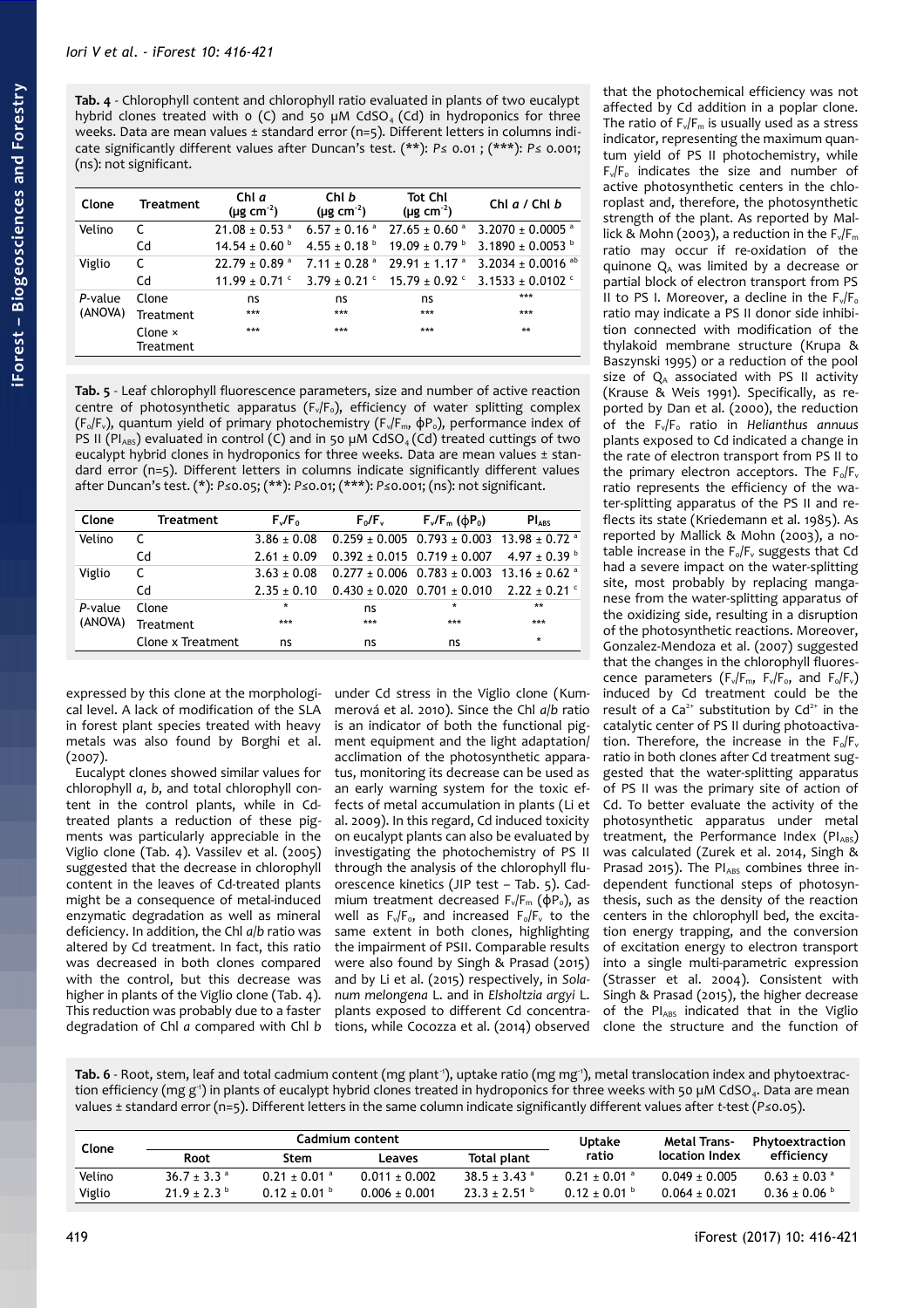**Tab. 4** - Chlorophyll content and chlorophyll ratio evaluated in plants of two eucalypt hybrid clones treated with 0 (C) and 50 µM $CdSO_4$ (Cd) in hydroponics for three weeks. Data are mean values ± standard error (n=5). Different letters in columns indicate significantly different values after Duncan's test. (**): $P \leq 0.01$ ; (***): $P \leq 0.001$; (ns): not significant.

| Clone | Treatment | Chl *a* (µg $cm^{-2}$) | Chl *b* (µg $cm^{-2}$) | Tot Chl (µg $cm^{-2}$) | Chl *a* / Chl *b* |
|---|---|---|---|---|---|
| Velino | C | 21.08 ± 0.53 [a] | 6.57 ± 0.16 [a] | 27.65 ± 0.60 [a] | 3.2070 ± 0.0005 [a] |
| | Cd | 14.54 ± 0.60 [b] | 4.55 ± 0.18 [b] | 19.09 ± 0.79 [b] | 3.1890 ± 0.0053 [b] |
| Viglio | C | 22.79 ± 0.89 [a] | 7.11 ± 0.28 [a] | 29.91 ± 1.17 [a] | 3.2034 ± 0.0016 [ab] |
| | Cd | 11.99 ± 0.71 [c] | 3.79 ± 0.21 [c] | 15.79 ± 0.92 [c] | 3.1533 ± 0.0102 [c] |
| *P*-value (ANOVA) | Clone | ns | ns | ns | *** |
| | Treatment | *** | *** | *** | *** |
| | Clone × Treatment | *** | *** | *** | ** |

**Tab. 5** - Leaf chlorophyll fluorescence parameters, size and number of active reaction centre of photosynthetic apparatus ($F_v/F_0$), efficiency of water splitting complex ($F_0/F_v$), quantum yield of primary photochemistry ($F_v/F_m$, $\phi P_0$), performance index of PS II ($PI_{ABS}$) evaluated in control (C) and in 50 µM $CdSO_4$ (Cd) treated cuttings of two eucalypt hybrid clones in hydroponics for three weeks. Data are mean values ± standard error (n=5). Different letters in columns indicate significantly different values after Duncan's test. (*): $P \leq 0.05$; (**): $P \leq 0.01$; (***): $P \leq 0.001$; (ns): not significant.

| Clone | Treatment | $F_v/F_0$ | $F_0/F_v$ | $F_v/F_m$ ($\phi P_0$) | $PI_{ABS}$ |
|---|---|---|---|---|---|
| Velino | C | 3.86 ± 0.08 | 0.259 ± 0.005 | 0.793 ± 0.003 | 13.98 ± 0.72 [a] |
| | Cd | 2.61 ± 0.09 | 0.392 ± 0.015 | 0.719 ± 0.007 | 4.97 ± 0.39 [b] |
| Viglio | C | 3.63 ± 0.08 | 0.277 ± 0.006 | 0.783 ± 0.003 | 13.16 ± 0.62 [a] |
| | Cd | 2.35 ± 0.10 | 0.430 ± 0.020 | 0.701 ± 0.010 | 2.22 ± 0.21 [c] |
| *P*-value (ANOVA) | Clone | * | ns | * | ** |
| | Treatment | *** | *** | *** | *** |
| | Clone x Treatment | ns | ns | ns | * |

expressed by this clone at the morphological level. A lack of modification of the SLA in forest plant species treated with heavy metals was also found by Borghi et al. (2007).

Eucalypt clones showed similar values for chlorophyll *a*, *b*, and total chlorophyll content in the control plants, while in Cd-treated plants a reduction of these pigments was particularly appreciable in the Viglio clone (Tab. 4). Vassilev et al. (2005) suggested that the decrease in chlorophyll content in the leaves of Cd-treated plants might be a consequence of metal-induced enzymatic degradation as well as mineral deficiency. In addition, the Chl *a*/*b* ratio was altered by Cd treatment. In fact, this ratio was decreased in both clones compared with the control, but this decrease was higher in plants of the Viglio clone (Tab. 4). This reduction was probably due to a faster degradation of Chl *a* compared with Chl *b* under Cd stress in the Viglio clone (Kummerová et al. 2010). Since the Chl *a*/*b* ratio is an indicator of both the functional pigment equipment and the light adaptation/acclimation of the photosynthetic apparatus, monitoring its decrease can be used as an early warning system for the toxic effects of metal accumulation in plants (Li et al. 2009). In this regard, Cd induced toxicity on eucalypt plants can also be evaluated by investigating the photochemistry of PS II through the analysis of the chlorophyll fluorescence kinetics (JIP test – Tab. 5). Cadmium treatment decreased $F_v/F_m$ ($\phi P_0$), as well as $F_v/F_0$, and increased $F_0/F_v$ to the same extent in both clones, highlighting the impairment of PSII. Comparable results were also found by Singh & Prasad (2015) and by Li et al. (2015) respectively, in *Solanum melongena* L. and in *Elsholtzia argyi* L. plants exposed to different Cd concentrations, while Cocozza et al. (2014) observed that the photochemical efficiency was not affected by Cd addition in a poplar clone. The ratio of $F_v/F_m$ is usually used as a stress indicator, representing the maximum quantum yield of PS II photochemistry, while $F_v/F_0$ indicates the size and number of active photosynthetic centers in the chloroplast and, therefore, the photosynthetic strength of the plant. As reported by Mallick & Mohn (2003), a reduction in the $F_v/F_m$ ratio may occur if re-oxidation of the quinone $Q_A$ was limited by a decrease or partial block of electron transport from PS II to PS I. Moreover, a decline in the $F_v/F_0$ ratio may indicate a PS II donor side inhibition connected with modification of the thylakoid membrane structure (Krupa & Baszynski 1995) or a reduction of the pool size of $Q_A$ associated with PS II activity (Krause & Weis 1991). Specifically, as reported by Dan et al. (2000), the reduction of the $F_v/F_0$ ratio in *Helianthus annuus* plants exposed to Cd indicated a change in the rate of electron transport from PS II to the primary electron acceptors. The $F_0/F_v$ ratio represents the efficiency of the water-splitting apparatus of the PS II and reflects its state (Kriedemann et al. 1985). As reported by Mallick & Mohn (2003), a notable increase in the $F_0/F_v$ suggests that Cd had a severe impact on the water-splitting site, most probably by replacing manganese from the water-splitting apparatus of the oxidizing side, resulting in a disruption of the photosynthetic reactions. Moreover, Gonzalez-Mendoza et al. (2007) suggested that the changes in the chlorophyll fluorescence parameters ($F_v/F_m$, $F_v/F_0$, and $F_0/F_v$) induced by Cd treatment could be the result of a $Ca^{2+}$ substitution by $Cd^{2+}$ in the catalytic center of PS II during photoactivation. Therefore, the increase in the $F_0/F_v$ ratio in both clones after Cd treatment suggested that the water-splitting apparatus of PS II was the primary site of action of Cd. To better evaluate the activity of the photosynthetic apparatus under metal treatment, the Performance Index ($PI_{ABS}$) was calculated (Zurek et al. 2014, Singh & Prasad 2015). The $PI_{ABS}$ combines three independent functional steps of photosynthesis, such as the density of the reaction centers in the chlorophyll bed, the excitation energy trapping, and the conversion of excitation energy to electron transport into a single multi-parametric expression (Strasser et al. 2004). Consistent with Singh & Prasad (2015), the higher decrease of the $PI_{ABS}$ indicated that in the Viglio clone the structure and the function of

**Tab. 6** - Root, stem, leaf and total cadmium content (mg $plant^{-1}$), uptake ratio (mg $mg^{-1}$), metal translocation index and phytoextraction efficiency (mg $g^{-1}$) in plants of eucalypt hybrid clones treated in hydroponics for three weeks with 50 µM $CdSO_4$. Data are mean values ± standard error (n=5). Different letters in the same column indicate significantly different values after *t*-test ($P \leq 0.05$).

| Clone | Cadmium content | | | | Uptake ratio | Metal Translocation Index | Phytoextraction efficiency |
|---|---|---|---|---|---|---|---|
| | Root | Stem | Leaves | Total plant | | | |
| Velino | 36.7 ± 3.3 [a] | 0.21 ± 0.01 [a] | 0.011 ± 0.002 | 38.5 ± 3.43 [a] | 0.21 ± 0.01 [a] | 0.049 ± 0.005 | 0.63 ± 0.03 [a] |
| Viglio | 21.9 ± 2.3 [b] | 0.12 ± 0.01 [b] | 0.006 ± 0.001 | 23.3 ± 2.51 [b] | 0.12 ± 0.01 [b] | 0.064 ± 0.021 | 0.36 ± 0.06 [b] |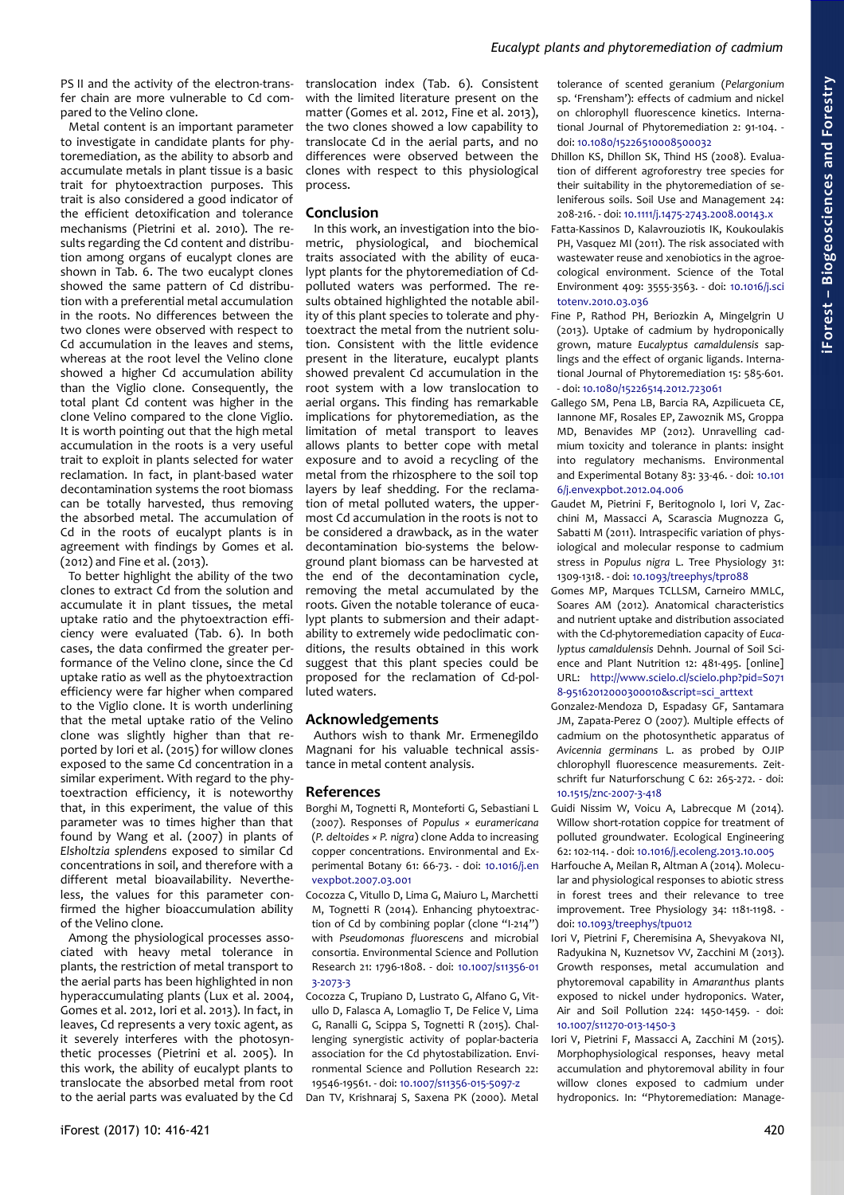PS II and the activity of the electron-transfer chain are more vulnerable to Cd compared to the Velino clone.

Metal content is an important parameter to investigate in candidate plants for phytoremediation, as the ability to absorb and accumulate metals in plant tissue is a basic trait for phytoextraction purposes. This trait is also considered a good indicator of the efficient detoxification and tolerance mechanisms (Pietrini et al. 2010). The results regarding the Cd content and distribution among organs of eucalypt clones are shown in Tab. 6. The two eucalypt clones showed the same pattern of Cd distribution with a preferential metal accumulation in the roots. No differences between the two clones were observed with respect to Cd accumulation in the leaves and stems, whereas at the root level the Velino clone showed a higher Cd accumulation ability than the Viglio clone. Consequently, the total plant Cd content was higher in the clone Velino compared to the clone Viglio. It is worth pointing out that the high metal accumulation in the roots is a very useful trait to exploit in plants selected for water reclamation. In fact, in plant-based water decontamination systems the root biomass can be totally harvested, thus removing the absorbed metal. The accumulation of Cd in the roots of eucalypt plants is in agreement with findings by Gomes et al. (2012) and Fine et al. (2013).

To better highlight the ability of the two clones to extract Cd from the solution and accumulate it in plant tissues, the metal uptake ratio and the phytoextraction efficiency were evaluated (Tab. 6). In both cases, the data confirmed the greater performance of the Velino clone, since the Cd uptake ratio as well as the phytoextraction efficiency were far higher when compared to the Viglio clone. It is worth underlining that the metal uptake ratio of the Velino clone was slightly higher than that reported by Iori et al. (2015) for willow clones exposed to the same Cd concentration in a similar experiment. With regard to the phytoextraction efficiency, it is noteworthy that, in this experiment, the value of this parameter was 10 times higher than that found by Wang et al. (2007) in plants of *Elsholtzia splendens* exposed to similar Cd concentrations in soil, and therefore with a different metal bioavailability. Nevertheless, the values for this parameter confirmed the higher bioaccumulation ability of the Velino clone.

Among the physiological processes associated with heavy metal tolerance in plants, the restriction of metal transport to the aerial parts has been highlighted in non hyperaccumulating plants (Lux et al. 2004, Gomes et al. 2012, Iori et al. 2013). In fact, in leaves, Cd represents a very toxic agent, as it severely interferes with the photosynthetic processes (Pietrini et al. 2005). In this work, the ability of eucalypt plants to translocate the absorbed metal from root to the aerial parts was evaluated by the Cd translocation index (Tab. 6). Consistent with the limited literature present on the matter (Gomes et al. 2012, Fine et al. 2013), the two clones showed a low capability to translocate Cd in the aerial parts, and no differences were observed between the clones with respect to this physiological process.

## Conclusion

In this work, an investigation into the biometric, physiological, and biochemical traits associated with the ability of eucalypt plants for the phytoremediation of Cd-polluted waters was performed. The results obtained highlighted the notable ability of this plant species to tolerate and phytoextract the metal from the nutrient solution. Consistent with the little evidence present in the literature, eucalypt plants showed prevalent Cd accumulation in the root system with a low translocation to aerial organs. This finding has remarkable implications for phytoremediation, as the limitation of metal transport to leaves allows plants to better cope with metal exposure and to avoid a recycling of the metal from the rhizosphere to the soil top layers by leaf shedding. For the reclamation of metal polluted waters, the uppermost Cd accumulation in the roots is not to be considered a drawback, as in the water decontamination bio-systems the belowground plant biomass can be harvested at the end of the decontamination cycle, removing the metal accumulated by the roots. Given the notable tolerance of eucalypt plants to submersion and their adaptability to extremely wide pedoclimatic conditions, the results obtained in this work suggest that this plant species could be proposed for the reclamation of Cd-polluted waters.

## Acknowledgements

Authors wish to thank Mr. Ermenegildo Magnani for his valuable technical assistance in metal content analysis.

## References

Borghi M, Tognetti R, Monteforti G, Sebastiani L (2007). Responses of *Populus × euramericana* (*P. deltoides × P. nigra*) clone Adda to increasing copper concentrations. Environmental and Experimental Botany 61: 66-73. - doi: 10.1016/j.envexpbot.2007.03.001

Cocozza C, Vitullo D, Lima G, Maiuro L, Marchetti M, Tognetti R (2014). Enhancing phytoextraction of Cd by combining poplar (clone "I-214") with *Pseudomonas fluorescens* and microbial consortia. Environmental Science and Pollution Research 21: 1796-1808. - doi: 10.1007/s11356-013-2073-3

Cocozza C, Trupiano D, Lustrato G, Alfano G, Vitullo D, Falasca A, Lomaglio T, De Felice V, Lima G, Ranalli G, Scippa S, Tognetti R (2015). Challenging synergistic activity of poplar-bacteria association for the Cd phytostabilization. Environmental Science and Pollution Research 22: 19546-19561. - doi: 10.1007/s11356-015-5097-z

Dan TV, Krishnaraj S, Saxena PK (2000). Metal tolerance of scented geranium (*Pelargonium* sp. 'Frensham'): effects of cadmium and nickel on chlorophyll fluorescence kinetics. International Journal of Phytoremediation 2: 91-104. - doi: 10.1080/15226510008500032

Dhillon KS, Dhillon SK, Thind HS (2008). Evaluation of different agroforestry tree species for their suitability in the phytoremediation of seleniferous soils. Soil Use and Management 24: 208-216. - doi: 10.1111/j.1475-2743.2008.00143.x

Fatta-Kassinos D, Kalavrouziotis IK, Koukoulakis PH, Vasquez MI (2011). The risk associated with wastewater reuse and xenobiotics in the agroecological environment. Science of the Total Environment 409: 3555-3563. - doi: 10.1016/j.scitotenv.2010.03.036

Fine P, Rathod PH, Beriozkin A, Mingelgrin U (2013). Uptake of cadmium by hydroponically grown, mature *Eucalyptus camaldulensis* saplings and the effect of organic ligands. International Journal of Phytoremediation 15: 585-601. - doi: 10.1080/15226514.2012.723061

Gallego SM, Pena LB, Barcia RA, Azpilicueta CE, Iannone MF, Rosales EP, Zawoznik MS, Groppa MD, Benavides MP (2012). Unravelling cadmium toxicity and tolerance in plants: insight into regulatory mechanisms. Environmental and Experimental Botany 83: 33-46. - doi: 10.1016/j.envexpbot.2012.04.006

Gaudet M, Pietrini F, Beritognolo I, Iori V, Zacchini M, Massacci A, Scarascia Mugnozza G, Sabatti M (2011). Intraspecific variation of physiological and molecular response to cadmium stress in *Populus nigra* L. Tree Physiology 31: 1309-1318. - doi: 10.1093/treephys/tpr088

Gomes MP, Marques TCLLSM, Carneiro MMLC, Soares AM (2012). Anatomical characteristics and nutrient uptake and distribution associated with the Cd-phytoremediation capacity of *Eucalyptus camaldulensis* Dehnh. Journal of Soil Science and Plant Nutrition 12: 481-495. [online] URL: http://www.scielo.cl/scielo.php?pid=S0718-95162012000300010&script=sci_arttext

Gonzalez-Mendoza D, Espadasy GF, Santamara JM, Zapata-Perez O (2007). Multiple effects of cadmium on the photosynthetic apparatus of *Avicennia germinans* L. as probed by OJIP chlorophyll fluorescence measurements. Zeitschrift fur Naturforschung C 62: 265-272. - doi: 10.1515/znc-2007-3-418

Guidi Nissim W, Voicu A, Labrecque M (2014). Willow short-rotation coppice for treatment of polluted groundwater. Ecological Engineering 62: 102-114. - doi: 10.1016/j.ecoleng.2013.10.005

Harfouche A, Meilan R, Altman A (2014). Molecular and physiological responses to abiotic stress in forest trees and their relevance to tree improvement. Tree Physiology 34: 1181-1198. - doi: 10.1093/treephys/tpu012

Iori V, Pietrini F, Cheremisina A, Shevyakova NI, Radyukina N, Kuznetsov VV, Zacchini M (2013). Growth responses, metal accumulation and phytoremoval capability in *Amaranthus* plants exposed to nickel under hydroponics. Water, Air and Soil Pollution 224: 1450-1459. - doi: 10.1007/s11270-013-1450-3

Iori V, Pietrini F, Massacci A, Zacchini M (2015). Morphophysiological responses, heavy metal accumulation and phytoremoval ability in four willow clones exposed to cadmium under hydroponics. In: "Phytoremediation: Manage-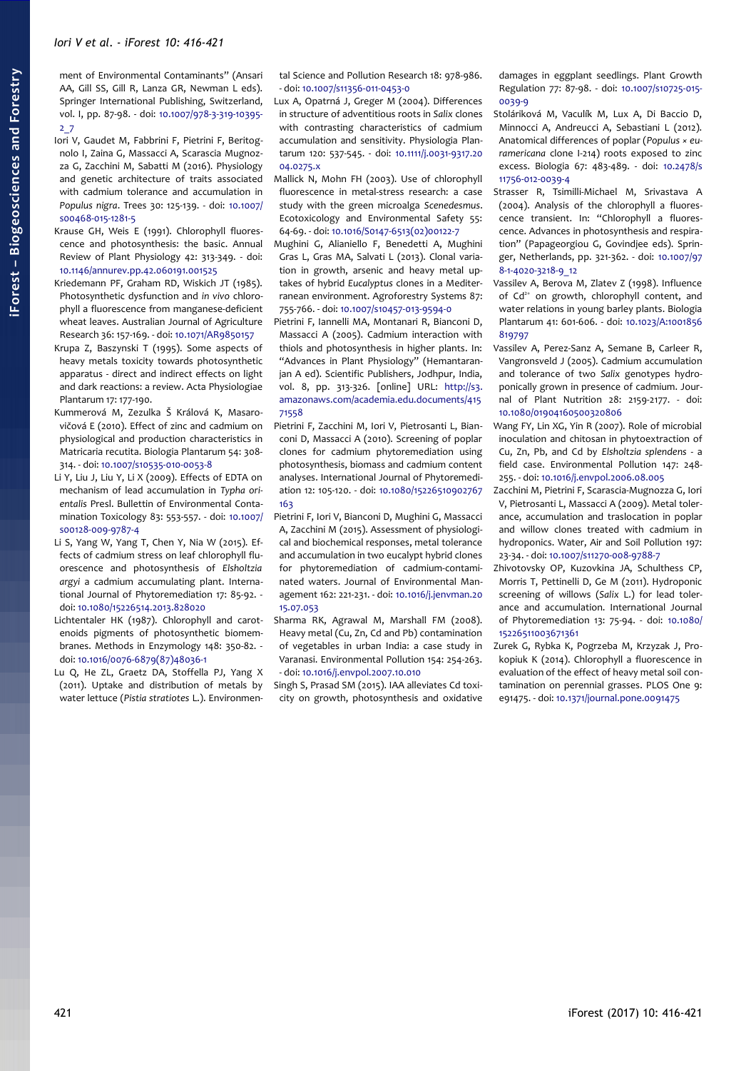ment of Environmental Contaminants" (Ansari AA, Gill SS, Gill R, Lanza GR, Newman L eds). Springer International Publishing, Switzerland, vol. I, pp. 87-98. - doi: 10.1007/978-3-319-10395-2_7

Iori V, Gaudet M, Fabbrini F, Pietrini F, Beritognolo I, Zaina G, Massacci A, Scarascia Mugnozza G, Zacchini M, Sabatti M (2016). Physiology and genetic architecture of traits associated with cadmium tolerance and accumulation in *Populus nigra*. Trees 30: 125-139. - doi: 10.1007/s00468-015-1281-5

Krause GH, Weis E (1991). Chlorophyll fluorescence and photosynthesis: the basic. Annual Review of Plant Physiology 42: 313-349. - doi: 10.1146/annurev.pp.42.060191.001525

Kriedemann PE, Graham RD, Wiskich JT (1985). Photosynthetic dysfunction and *in vivo* chlorophyll a fluorescence from manganese-deficient wheat leaves. Australian Journal of Agriculture Research 36: 157-169. - doi: 10.1071/AR9850157

Krupa Z, Baszynski T (1995). Some aspects of heavy metals toxicity towards photosynthetic apparatus - direct and indirect effects on light and dark reactions: a review. Acta Physiologiae Plantarum 17: 177-190.

Kummerová M, Zezulka Š Králová K, Masarovičová E (2010). Effect of zinc and cadmium on physiological and production characteristics in Matricaria recutita. Biologia Plantarum 54: 308-314. - doi: 10.1007/s10535-010-0053-8

Li Y, Liu J, Liu Y, Li X (2009). Effects of EDTA on mechanism of lead accumulation in *Typha orientalis* Presl. Bullettin of Environmental Contamination Toxicology 83: 553-557. - doi: 10.1007/s00128-009-9787-4

Li S, Yang W, Yang T, Chen Y, Nia W (2015). Effects of cadmium stress on leaf chlorophyll fluorescence and photosynthesis of *Elsholtzia argyi* a cadmium accumulating plant. International Journal of Phytoremediation 17: 85-92. - doi: 10.1080/15226514.2013.828020

Lichtentaler HK (1987). Chlorophyll and carotenoids pigments of photosynthetic biomembranes. Methods in Enzymology 148: 350-82. - doi: 10.1016/0076-6879(87)48036-1

Lu Q, He ZL, Graetz DA, Stoffella PJ, Yang X (2011). Uptake and distribution of metals by water lettuce (*Pistia stratiotes* L.). Environmental Science and Pollution Research 18: 978-986. - doi: 10.1007/s11356-011-0453-0

Lux A, Opatrná J, Greger M (2004). Differences in structure of adventitious roots in *Salix* clones with contrasting characteristics of cadmium accumulation and sensitivity. Physiologia Plantarum 120: 537-545. - doi: 10.1111/j.0031-9317.2004.0275.x

Mallick N, Mohn FH (2003). Use of chlorophyll fluorescence in metal-stress research: a case study with the green microalga *Scenedesmus*. Ecotoxicology and Environmental Safety 55: 64-69. - doi: 10.1016/S0147-6513(02)00122-7

Mughini G, Alianiello F, Benedetti A, Mughini Gras L, Gras MA, Salvati L (2013). Clonal variation in growth, arsenic and heavy metal uptakes of hybrid *Eucalyptus* clones in a Mediterranean environment. Agroforestry Systems 87: 755-766. - doi: 10.1007/s10457-013-9594-0

Pietrini F, Iannelli MA, Montanari R, Bianconi D, Massacci A (2005). Cadmium interaction with thiols and photosynthesis in higher plants. In: "Advances in Plant Physiology" (Hemantaranjan A ed). Scientific Publishers, Jodhpur, India, vol. 8, pp. 313-326. [online] URL: http://s3.amazonaws.com/academia.edu.documents/41571558

Pietrini F, Zacchini M, Iori V, Pietrosanti L, Bianconi D, Massacci A (2010). Screening of poplar clones for cadmium phytoremediation using photosynthesis, biomass and cadmium content analyses. International Journal of Phytoremediation 12: 105-120. - doi: 10.1080/15226510902767163

Pietrini F, Iori V, Bianconi D, Mughini G, Massacci A, Zacchini M (2015). Assessment of physiological and biochemical responses, metal tolerance and accumulation in two eucalypt hybrid clones for phytoremediation of cadmium-contaminated waters. Journal of Environmental Management 162: 221-231. - doi: 10.1016/j.jenvman.2015.07.053

Sharma RK, Agrawal M, Marshall FM (2008). Heavy metal (Cu, Zn, Cd and Pb) contamination of vegetables in urban India: a case study in Varanasi. Environmental Pollution 154: 254-263. - doi: 10.1016/j.envpol.2007.10.010

Singh S, Prasad SM (2015). IAA alleviates Cd toxicity on growth, photosynthesis and oxidative damages in eggplant seedlings. Plant Growth Regulation 77: 87-98. - doi: 10.1007/s10725-015-0039-9

Stoláriková M, Vaculík M, Lux A, Di Baccio D, Minnocci A, Andreucci A, Sebastiani L (2012). Anatomical differences of poplar (*Populus × euramericana* clone I-214) roots exposed to zinc excess. Biologia 67: 483-489. - doi: 10.2478/s11756-012-0039-4

Strasser R, Tsimilli-Michael M, Srivastava A (2004). Analysis of the chlorophyll a fluorescence transient. In: "Chlorophyll a fluorescence. Advances in photosynthesis and respiration" (Papageorgiou G, Govindjee eds). Springer, Netherlands, pp. 321-362. - doi: 10.1007/978-1-4020-3218-9_12

Vassilev A, Berova M, Zlatev Z (1998). Influence of $Cd^{2+}$ on growth, chlorophyll content, and water relations in young barley plants. Biologia Plantarum 41: 601-606. - doi: 10.1023/A:1001856819797

Vassilev A, Perez-Sanz A, Semane B, Carleer R, Vangronsveld J (2005). Cadmium accumulation and tolerance of two *Salix* genotypes hydroponically grown in presence of cadmium. Journal of Plant Nutrition 28: 2159-2177. - doi: 10.1080/01904160500320806

Wang FY, Lin XG, Yin R (2007). Role of microbial inoculation and chitosan in phytoextraction of Cu, Zn, Pb, and Cd by *Elsholtzia splendens* - a field case. Environmental Pollution 147: 248-255. - doi: 10.1016/j.envpol.2006.08.005

Zacchini M, Pietrini F, Scarascia-Mugnozza G, Iori V, Pietrosanti L, Massacci A (2009). Metal tolerance, accumulation and traslocation in poplar and willow clones treated with cadmium in hydroponics. Water, Air and Soil Pollution 197: 23-34. - doi: 10.1007/s11270-008-9788-7

Zhivotovsky OP, Kuzovkina JA, Schulthess CP, Morris T, Pettinelli D, Ge M (2011). Hydroponic screening of willows (*Salix* L.) for lead tolerance and accumulation. International Journal of Phytoremediation 13: 75-94. - doi: 10.1080/15226511003671361

Zurek G, Rybka K, Pogrzeba M, Krzyzak J, Prokopiuk K (2014). Chlorophyll a fluorescence in evaluation of the effect of heavy metal soil contamination on perennial grasses. PLOS One 9: e91475. - doi: 10.1371/journal.pone.0091475